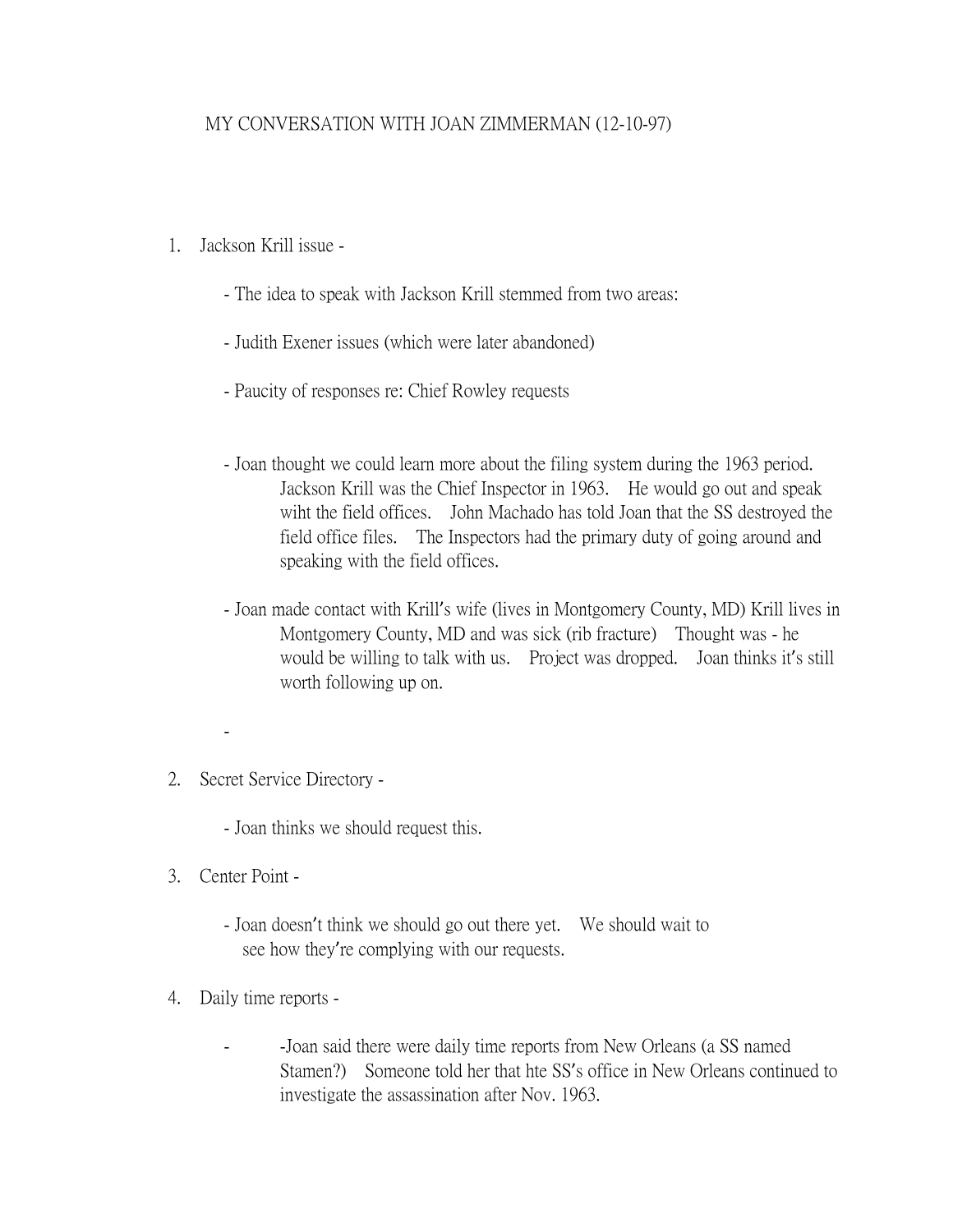# MY CONVERSATION WITH JOAN ZIMMERMAN (12-10-97)

1. Jackson Krill issue -

   - The idea to speak with Jackson Krill stemmed from two areas:

   - Judith Exener issues (which were later abandoned)

   - Paucity of responses re: Chief Rowley requests

   - Joan thought we could learn more about the filing system during the 1963 period. Jackson Krill was the Chief Inspector in 1963. He would go out and speak wiht the field offices. John Machado has told Joan that the SS destroyed the field office files. The Inspectors had the primary duty of going around and speaking with the field offices.

   - Joan made contact with Krill's wife (lives in Montgomery County, MD) Krill lives in Montgomery County, MD and was sick (rib fracture) Thought was - he would be willing to talk with us. Project was dropped. Joan thinks it's still worth following up on.

   -

2. Secret Service Directory -

   - Joan thinks we should request this.

3. Center Point -

   - Joan doesn't think we should go out there yet. We should wait to see how they're complying with our requests.

4. Daily time reports -

   - -Joan said there were daily time reports from New Orleans (a SS named Stamen?) Someone told her that hte SS's office in New Orleans continued to investigate the assassination after Nov. 1963.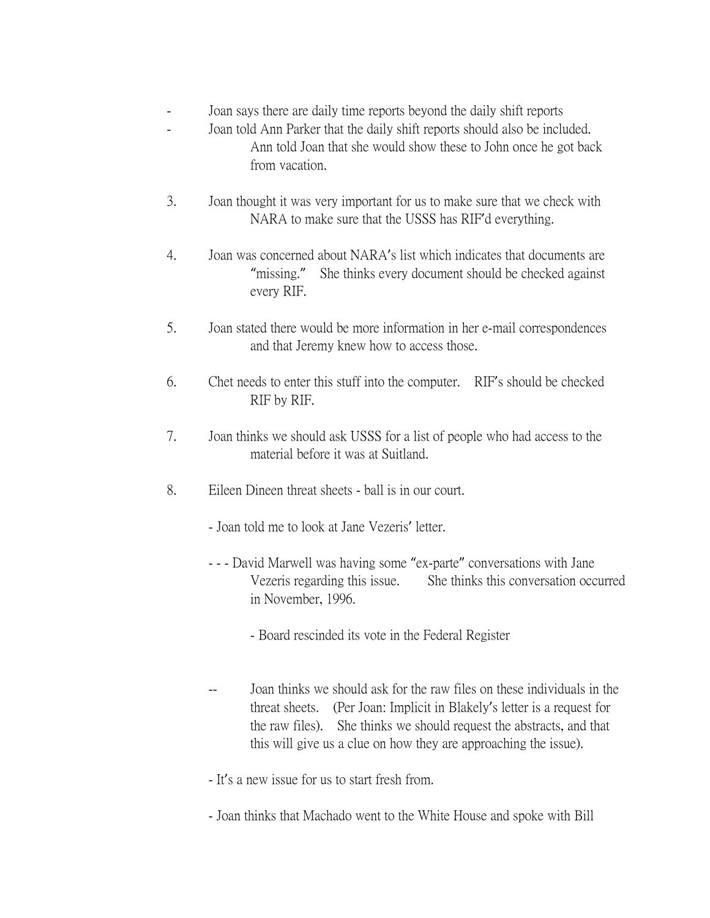- Joan says there are daily time reports beyond the daily shift reports
- Joan told Ann Parker that the daily shift reports should also be included. Ann told Joan that she would show these to John once he got back from vacation.

3. Joan thought it was very important for us to make sure that we check with NARA to make sure that the USSS has RIF'd everything.

4. Joan was concerned about NARA's list which indicates that documents are "missing." She thinks every document should be checked against every RIF.

5. Joan stated there would be more information in her e-mail correspondences and that Jeremy knew how to access those.

6. Chet needs to enter this stuff into the computer. RIF's should be checked RIF by RIF.

7. Joan thinks we should ask USSS for a list of people who had access to the material before it was at Suitland.

8. Eileen Dineen threat sheets - ball is in our court.

   - Joan told me to look at Jane Vezeris' letter.

   - - - David Marwell was having some "ex-parte" conversations with Jane Vezeris regarding this issue. She thinks this conversation occurred in November, 1996.

     - Board rescinded its vote in the Federal Register

   -- Joan thinks we should ask for the raw files on these individuals in the threat sheets. (Per Joan: Implicit in Blakely's letter is a request for the raw files). She thinks we should request the abstracts, and that this will give us a clue on how they are approaching the issue).

   - It's a new issue for us to start fresh from.

   - Joan thinks that Machado went to the White House and spoke with Bill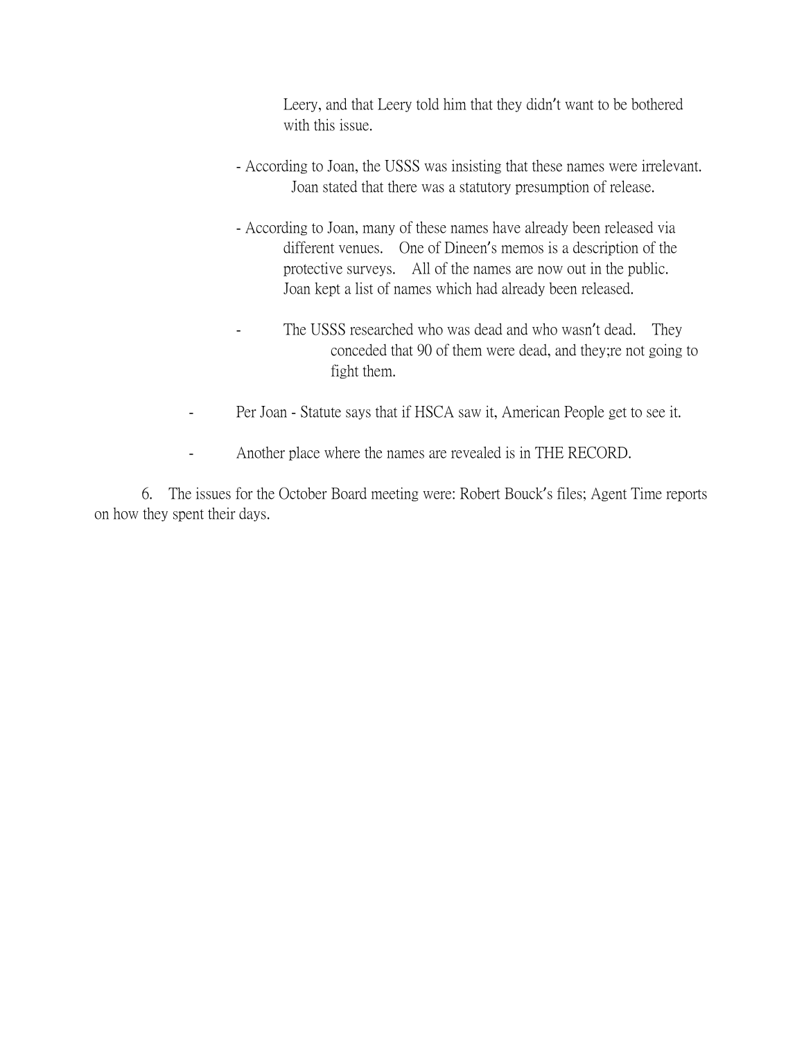Leery, and that Leery told him that they didn't want to be bothered with this issue.

- According to Joan, the USSS was insisting that these names were irrelevant. Joan stated that there was a statutory presumption of release.

- According to Joan, many of these names have already been released via different venues. One of Dineen's memos is a description of the protective surveys. All of the names are now out in the public. Joan kept a list of names which had already been released.

- The USSS researched who was dead and who wasn't dead. They conceded that 90 of them were dead, and they;re not going to fight them.

- Per Joan - Statute says that if HSCA saw it, American People get to see it.

- Another place where the names are revealed is in THE RECORD.

6. The issues for the October Board meeting were: Robert Bouck's files; Agent Time reports on how they spent their days.